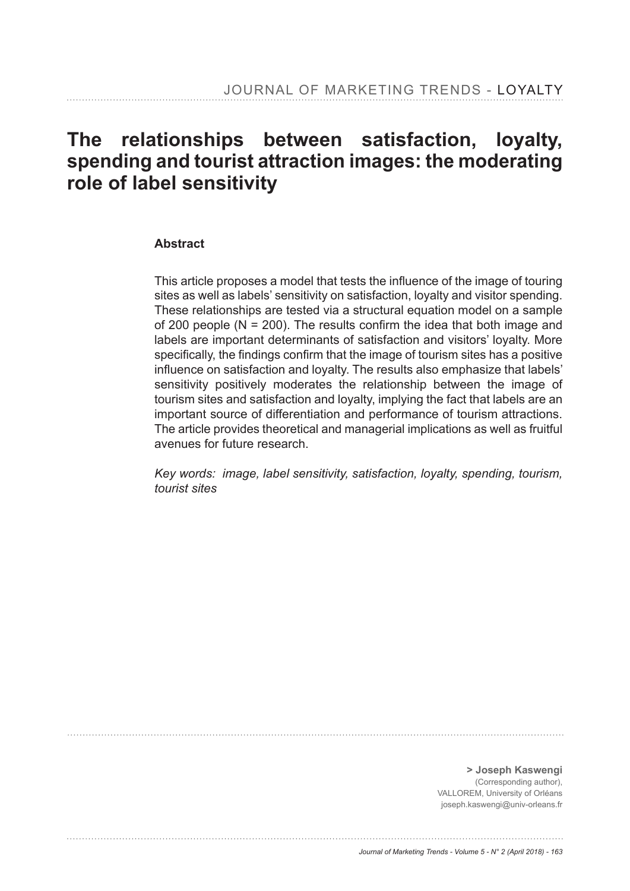# The relationships between satisfaction, loyalty, spending and tourist attraction images: the moderating role of label sensitivity

## Abstract

This article proposes a model that tests the influence of the image of touring sites as well as labels' sensitivity on satisfaction, loyalty and visitor spending. These relationships are tested via a structural equation model on a sample of 200 people (N = 200). The results confirm the idea that both image and labels are important determinants of satisfaction and visitors' loyalty. More specifically, the findings confirm that the image of tourism sites has a positive influence on satisfaction and loyalty. The results also emphasize that labels' sensitivity positively moderates the relationship between the image of tourism sites and satisfaction and loyalty, implying the fact that labels are an important source of differentiation and performance of tourism attractions. The article provides theoretical and managerial implications as well as fruitful avenues for future research.

*Key words: image, label sensitivity, satisfaction, loyalty, spending, tourism, tourist sites*

**> Joseph Kaswengi**
(Corresponding author),
VALLOREM, University of Orléans
joseph.kaswengi@univ-orleans.fr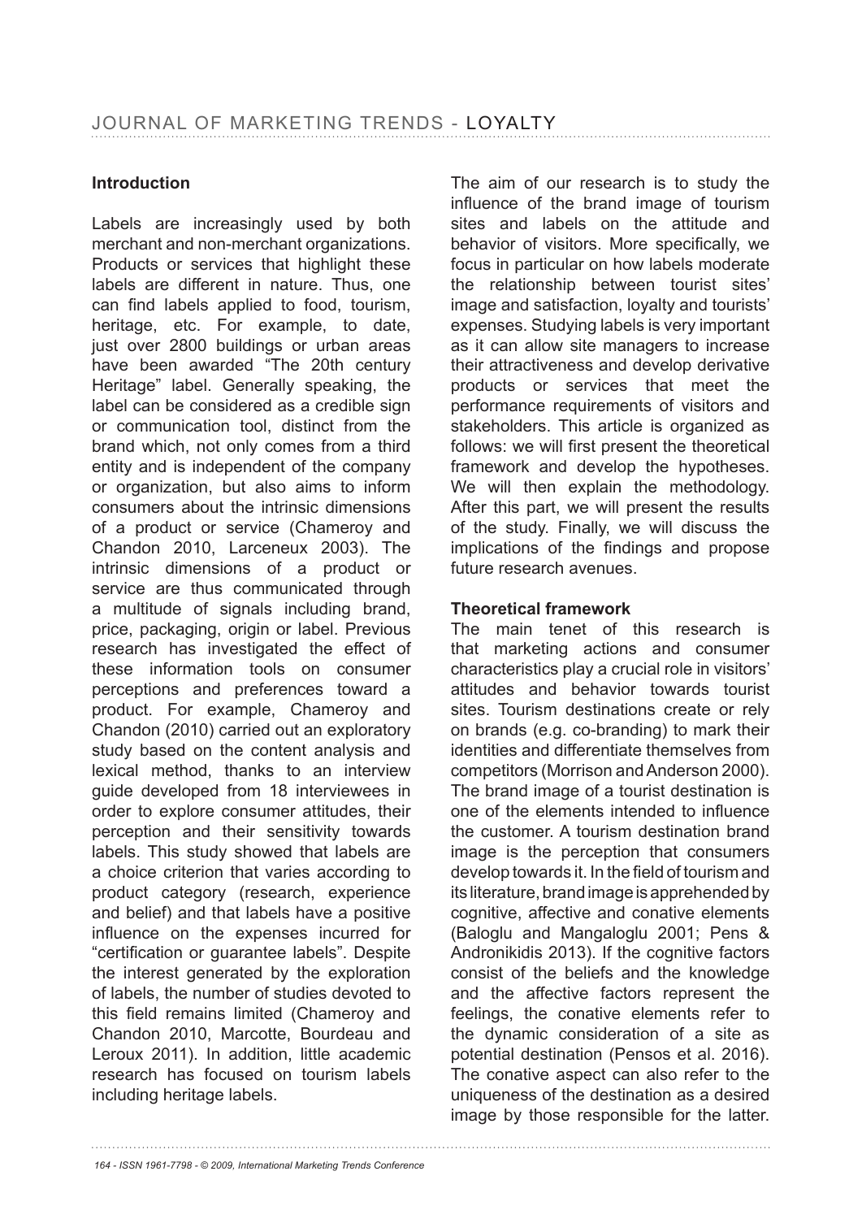## Introduction

Labels are increasingly used by both merchant and non-merchant organizations. Products or services that highlight these labels are different in nature. Thus, one can find labels applied to food, tourism, heritage, etc. For example, to date, just over 2800 buildings or urban areas have been awarded "The 20th century Heritage" label. Generally speaking, the label can be considered as a credible sign or communication tool, distinct from the brand which, not only comes from a third entity and is independent of the company or organization, but also aims to inform consumers about the intrinsic dimensions of a product or service (Chameroy and Chandon 2010, Larceneux 2003). The intrinsic dimensions of a product or service are thus communicated through a multitude of signals including brand, price, packaging, origin or label. Previous research has investigated the effect of these information tools on consumer perceptions and preferences toward a product. For example, Chameroy and Chandon (2010) carried out an exploratory study based on the content analysis and lexical method, thanks to an interview guide developed from 18 interviewees in order to explore consumer attitudes, their perception and their sensitivity towards labels. This study showed that labels are a choice criterion that varies according to product category (research, experience and belief) and that labels have a positive influence on the expenses incurred for "certification or guarantee labels". Despite the interest generated by the exploration of labels, the number of studies devoted to this field remains limited (Chameroy and Chandon 2010, Marcotte, Bourdeau and Leroux 2011). In addition, little academic research has focused on tourism labels including heritage labels.

The aim of our research is to study the influence of the brand image of tourism sites and labels on the attitude and behavior of visitors. More specifically, we focus in particular on how labels moderate the relationship between tourist sites' image and satisfaction, loyalty and tourists' expenses. Studying labels is very important as it can allow site managers to increase their attractiveness and develop derivative products or services that meet the performance requirements of visitors and stakeholders. This article is organized as follows: we will first present the theoretical framework and develop the hypotheses. We will then explain the methodology. After this part, we will present the results of the study. Finally, we will discuss the implications of the findings and propose future research avenues.

## Theoretical framework

The main tenet of this research is that marketing actions and consumer characteristics play a crucial role in visitors' attitudes and behavior towards tourist sites. Tourism destinations create or rely on brands (e.g. co-branding) to mark their identities and differentiate themselves from competitors (Morrison and Anderson 2000). The brand image of a tourist destination is one of the elements intended to influence the customer. A tourism destination brand image is the perception that consumers develop towards it. In the field of tourism and its literature, brand image is apprehended by cognitive, affective and conative elements (Baloglu and Mangaloglu 2001; Pens & Andronikidis 2013). If the cognitive factors consist of the beliefs and the knowledge and the affective factors represent the feelings, the conative elements refer to the dynamic consideration of a site as potential destination (Pensos et al. 2016). The conative aspect can also refer to the uniqueness of the destination as a desired image by those responsible for the latter.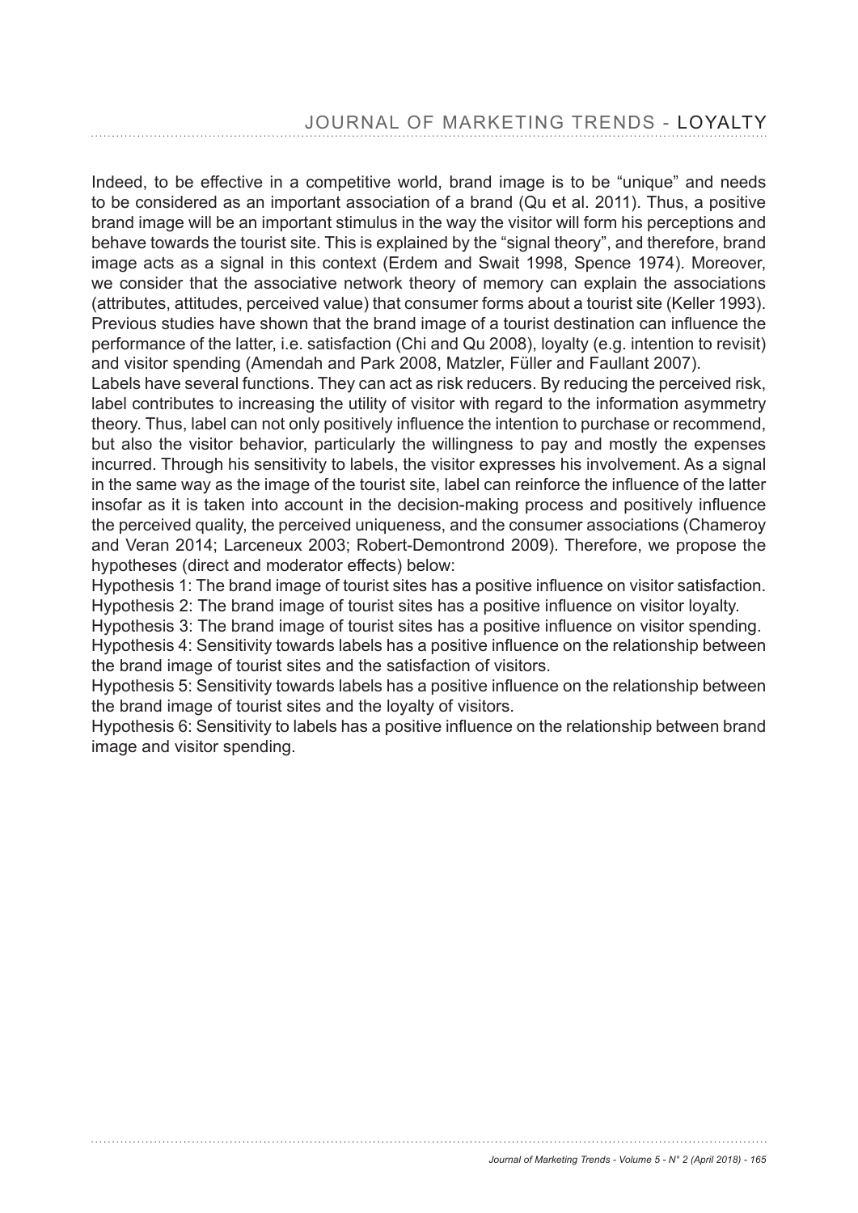Indeed, to be effective in a competitive world, brand image is to be "unique" and needs to be considered as an important association of a brand (Qu et al. 2011). Thus, a positive brand image will be an important stimulus in the way the visitor will form his perceptions and behave towards the tourist site. This is explained by the "signal theory", and therefore, brand image acts as a signal in this context (Erdem and Swait 1998, Spence 1974). Moreover, we consider that the associative network theory of memory can explain the associations (attributes, attitudes, perceived value) that consumer forms about a tourist site (Keller 1993). Previous studies have shown that the brand image of a tourist destination can influence the performance of the latter, i.e. satisfaction (Chi and Qu 2008), loyalty (e.g. intention to revisit) and visitor spending (Amendah and Park 2008, Matzler, Füller and Faullant 2007).

Labels have several functions. They can act as risk reducers. By reducing the perceived risk, label contributes to increasing the utility of visitor with regard to the information asymmetry theory. Thus, label can not only positively influence the intention to purchase or recommend, but also the visitor behavior, particularly the willingness to pay and mostly the expenses incurred. Through his sensitivity to labels, the visitor expresses his involvement. As a signal in the same way as the image of the tourist site, label can reinforce the influence of the latter insofar as it is taken into account in the decision-making process and positively influence the perceived quality, the perceived uniqueness, and the consumer associations (Chameroy and Veran 2014; Larceneux 2003; Robert-Demontrond 2009). Therefore, we propose the hypotheses (direct and moderator effects) below:

Hypothesis 1: The brand image of tourist sites has a positive influence on visitor satisfaction.

Hypothesis 2: The brand image of tourist sites has a positive influence on visitor loyalty.

Hypothesis 3: The brand image of tourist sites has a positive influence on visitor spending.

Hypothesis 4: Sensitivity towards labels has a positive influence on the relationship between the brand image of tourist sites and the satisfaction of visitors.

Hypothesis 5: Sensitivity towards labels has a positive influence on the relationship between the brand image of tourist sites and the loyalty of visitors.

Hypothesis 6: Sensitivity to labels has a positive influence on the relationship between brand image and visitor spending.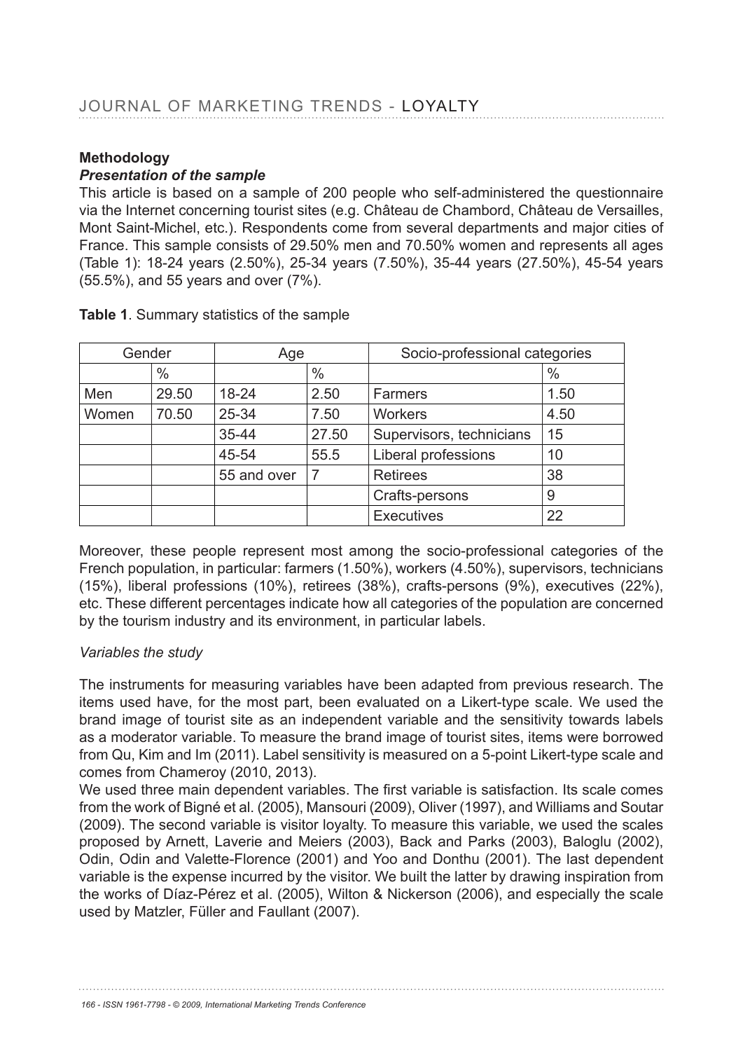## Methodology

### *Presentation of the sample*

This article is based on a sample of 200 people who self-administered the questionnaire via the Internet concerning tourist sites (e.g. Château de Chambord, Château de Versailles, Mont Saint-Michel, etc.). Respondents come from several departments and major cities of France. This sample consists of 29.50% men and 70.50% women and represents all ages (Table 1): 18-24 years (2.50%), 25-34 years (7.50%), 35-44 years (27.50%), 45-54 years (55.5%), and 55 years and over (7%).

**Table 1**. Summary statistics of the sample

| Gender | | Age | | Socio-professional categories | |
|---|---|---|---|---|---|
| | % | | % | | % |
| Men | 29.50 | 18-24 | 2.50 | Farmers | 1.50 |
| Women | 70.50 | 25-34 | 7.50 | Workers | 4.50 |
| | | 35-44 | 27.50 | Supervisors, technicians | 15 |
| | | 45-54 | 55.5 | Liberal professions | 10 |
| | | 55 and over | 7 | Retirees | 38 |
| | | | | Crafts-persons | 9 |
| | | | | Executives | 22 |

Moreover, these people represent most among the socio-professional categories of the French population, in particular: farmers (1.50%), workers (4.50%), supervisors, technicians (15%), liberal professions (10%), retirees (38%), crafts-persons (9%), executives (22%), etc. These different percentages indicate how all categories of the population are concerned by the tourism industry and its environment, in particular labels.

*Variables the study*

The instruments for measuring variables have been adapted from previous research. The items used have, for the most part, been evaluated on a Likert-type scale. We used the brand image of tourist site as an independent variable and the sensitivity towards labels as a moderator variable. To measure the brand image of tourist sites, items were borrowed from Qu, Kim and Im (2011). Label sensitivity is measured on a 5-point Likert-type scale and comes from Chameroy (2010, 2013).

We used three main dependent variables. The first variable is satisfaction. Its scale comes from the work of Bigné et al. (2005), Mansouri (2009), Oliver (1997), and Williams and Soutar (2009). The second variable is visitor loyalty. To measure this variable, we used the scales proposed by Arnett, Laverie and Meiers (2003), Back and Parks (2003), Baloglu (2002), Odin, Odin and Valette-Florence (2001) and Yoo and Donthu (2001). The last dependent variable is the expense incurred by the visitor. We built the latter by drawing inspiration from the works of Díaz-Pérez et al. (2005), Wilton & Nickerson (2006), and especially the scale used by Matzler, Füller and Faullant (2007).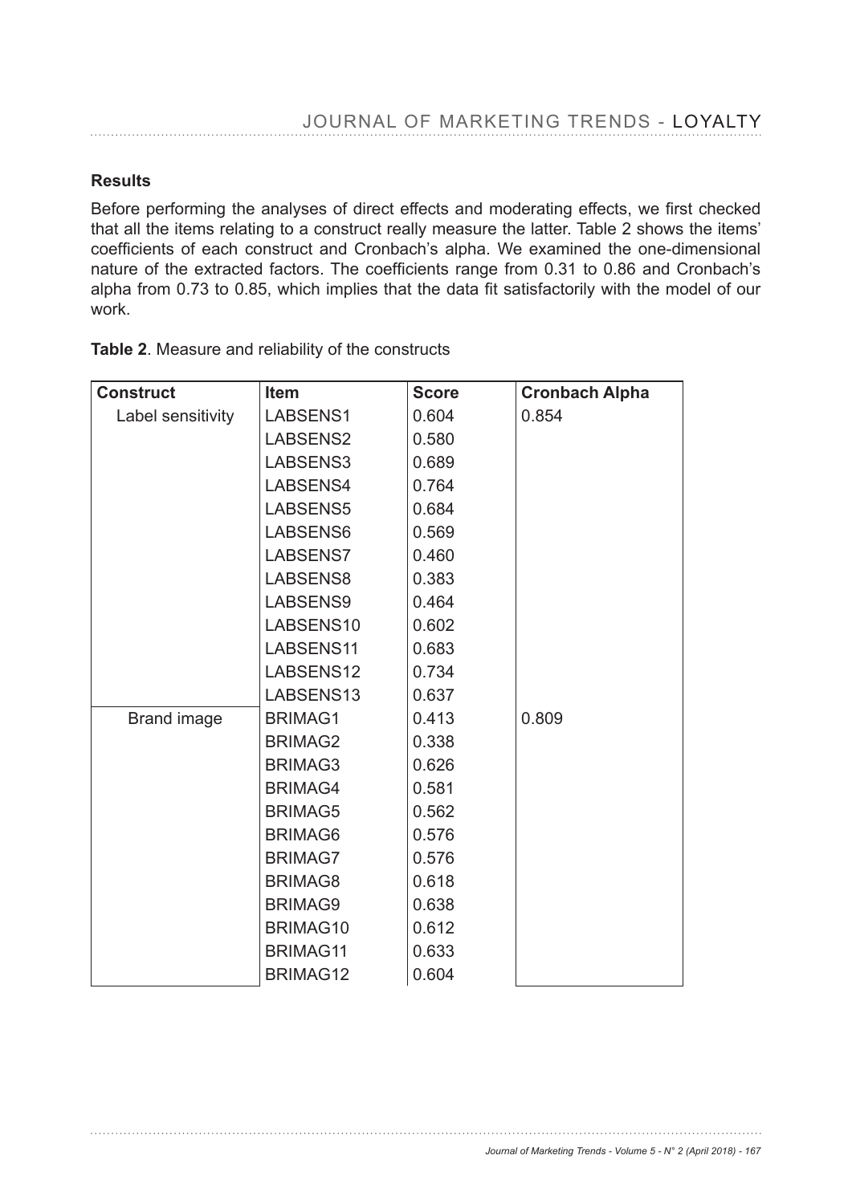## Results

Before performing the analyses of direct effects and moderating effects, we first checked that all the items relating to a construct really measure the latter. Table 2 shows the items' coefficients of each construct and Cronbach's alpha. We examined the one-dimensional nature of the extracted factors. The coefficients range from 0.31 to 0.86 and Cronbach's alpha from 0.73 to 0.85, which implies that the data fit satisfactorily with the model of our work.

**Table 2**. Measure and reliability of the constructs

| Construct | Item | Score | Cronbach Alpha |
|---|---|---|---|
| Label sensitivity | LABSENS1 | 0.604 | 0.854 |
| | LABSENS2 | 0.580 | |
| | LABSENS3 | 0.689 | |
| | LABSENS4 | 0.764 | |
| | LABSENS5 | 0.684 | |
| | LABSENS6 | 0.569 | |
| | LABSENS7 | 0.460 | |
| | LABSENS8 | 0.383 | |
| | LABSENS9 | 0.464 | |
| | LABSENS10 | 0.602 | |
| | LABSENS11 | 0.683 | |
| | LABSENS12 | 0.734 | |
| | LABSENS13 | 0.637 | |
| Brand image | BRIMAG1 | 0.413 | 0.809 |
| | BRIMAG2 | 0.338 | |
| | BRIMAG3 | 0.626 | |
| | BRIMAG4 | 0.581 | |
| | BRIMAG5 | 0.562 | |
| | BRIMAG6 | 0.576 | |
| | BRIMAG7 | 0.576 | |
| | BRIMAG8 | 0.618 | |
| | BRIMAG9 | 0.638 | |
| | BRIMAG10 | 0.612 | |
| | BRIMAG11 | 0.633 | |
| | BRIMAG12 | 0.604 | |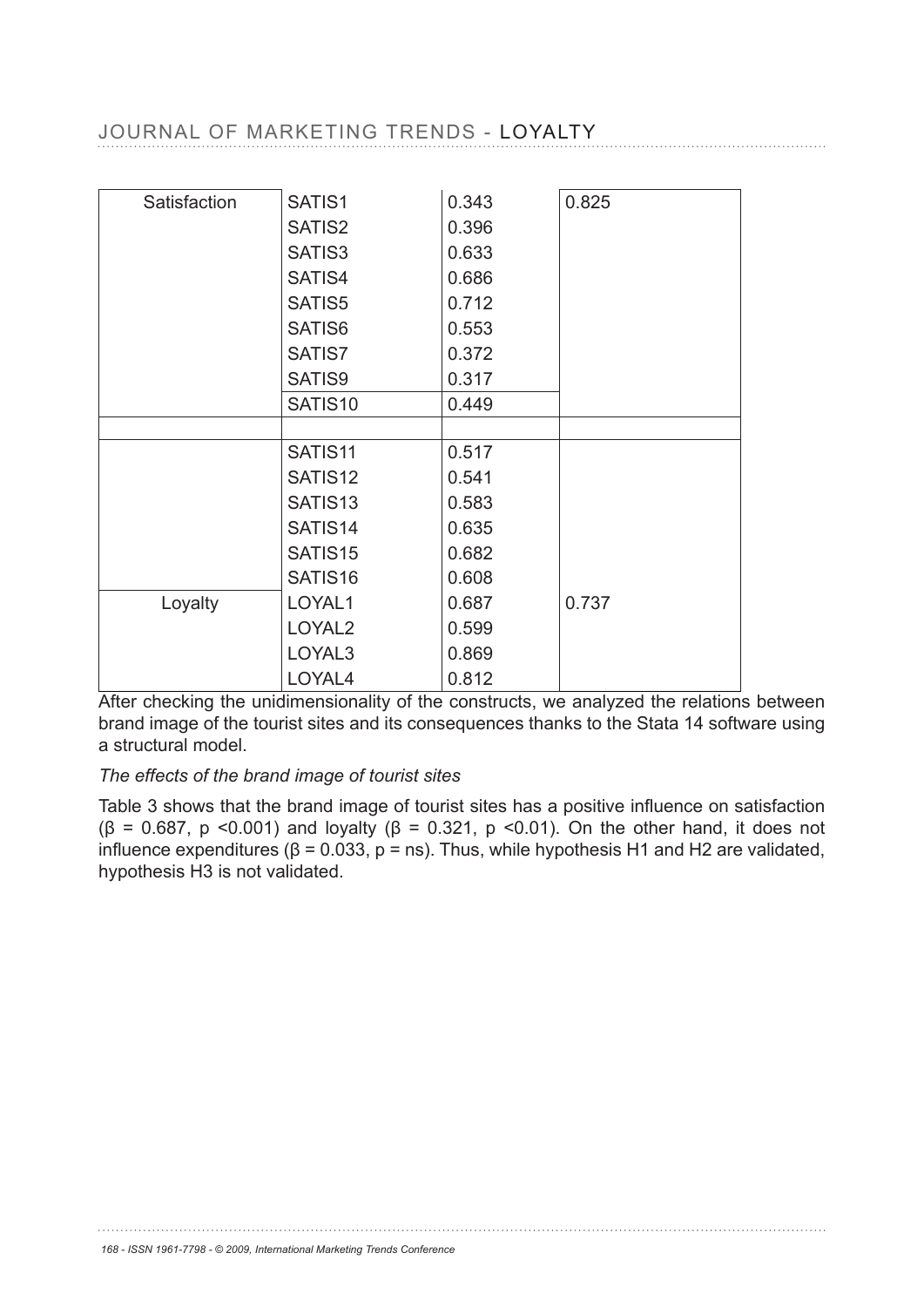| Satisfaction | SATIS1 | 0.343 | 0.825 |
|---|---|---|---|
| | SATIS2 | 0.396 | |
| | SATIS3 | 0.633 | |
| | SATIS4 | 0.686 | |
| | SATIS5 | 0.712 | |
| | SATIS6 | 0.553 | |
| | SATIS7 | 0.372 | |
| | SATIS9 | 0.317 | |
| | SATIS10 | 0.449 | |
| | | | |
| | SATIS11 | 0.517 | |
| | SATIS12 | 0.541 | |
| | SATIS13 | 0.583 | |
| | SATIS14 | 0.635 | |
| | SATIS15 | 0.682 | |
| | SATIS16 | 0.608 | |
| Loyalty | LOYAL1 | 0.687 | 0.737 |
| | LOYAL2 | 0.599 | |
| | LOYAL3 | 0.869 | |
| | LOYAL4 | 0.812 | |

After checking the unidimensionality of the constructs, we analyzed the relations between brand image of the tourist sites and its consequences thanks to the Stata 14 software using a structural model.

*The effects of the brand image of tourist sites*

Table 3 shows that the brand image of tourist sites has a positive influence on satisfaction ($\beta = 0.687$, $p < 0.001$) and loyalty ($\beta = 0.321$, $p < 0.01$). On the other hand, it does not influence expenditures ($\beta = 0.033$, p = ns). Thus, while hypothesis H1 and H2 are validated, hypothesis H3 is not validated.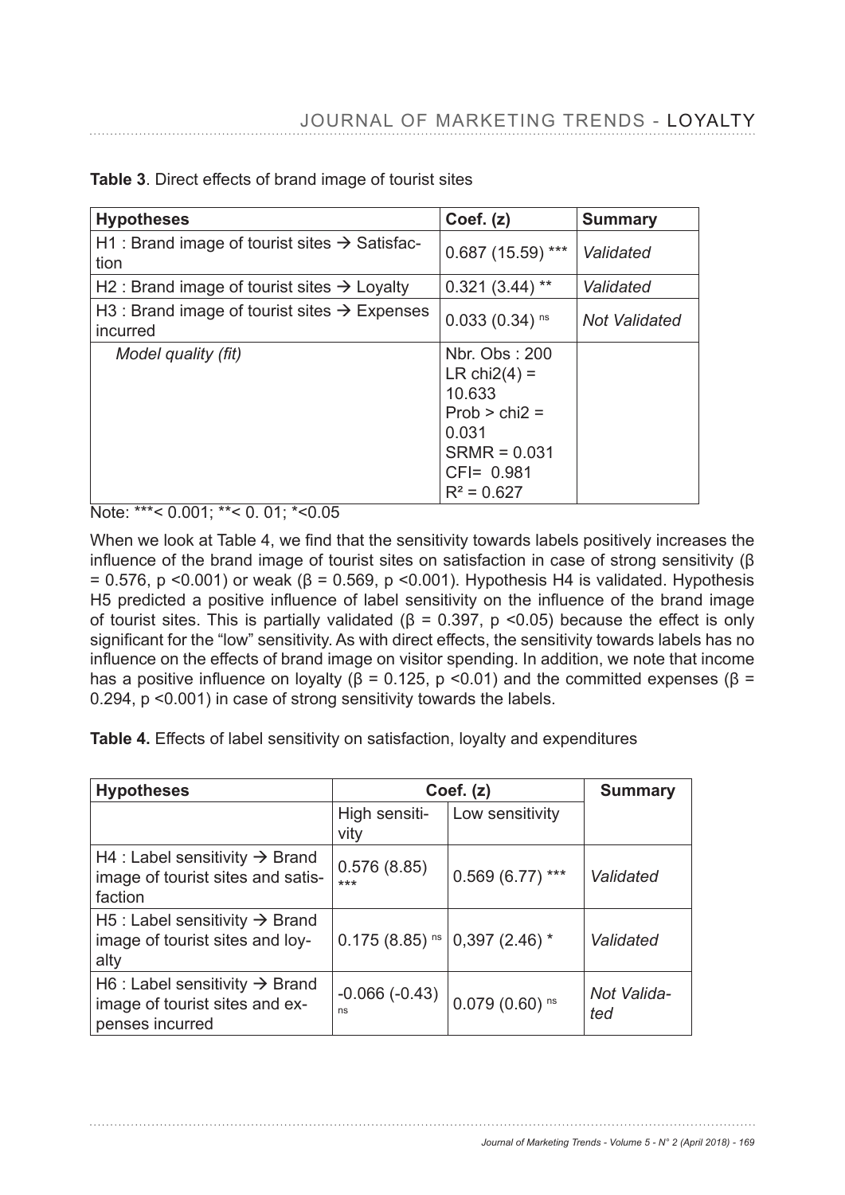**Table 3**. Direct effects of brand image of tourist sites

| Hypotheses | Coef. (z) | Summary |
|---|---|---|
| H1 : Brand image of tourist sites → Satisfaction | 0.687 (15.59) *** | *Validated* |
| H2 : Brand image of tourist sites → Loyalty | 0.321 (3.44) ** | *Validated* |
| H3 : Brand image of tourist sites → Expenses incurred | 0.033 (0.34) ns | *Not Validated* |
| *Model quality (fit)* | Nbr. Obs : 200<br>LR chi2(4) = 10.633<br>Prob > chi2 = 0.031<br>SRMR = 0.031<br>CFI= 0.981<br>$R^2$ = 0.627 | |

Note: ***< 0.001; **< 0. 01; *<0.05

When we look at Table 4, we find that the sensitivity towards labels positively increases the influence of the brand image of tourist sites on satisfaction in case of strong sensitivity ($\beta = 0.576$, $p < 0.001$) or weak ($\beta = 0.569$, $p < 0.001$). Hypothesis H4 is validated. Hypothesis H5 predicted a positive influence of label sensitivity on the influence of the brand image of tourist sites. This is partially validated ($\beta = 0.397$, $p < 0.05$) because the effect is only significant for the "low" sensitivity. As with direct effects, the sensitivity towards labels has no influence on the effects of brand image on visitor spending. In addition, we note that income has a positive influence on loyalty ($\beta = 0.125$, $p < 0.01$) and the committed expenses ($\beta = 0.294$, $p < 0.001$) in case of strong sensitivity towards the labels.

**Table 4.** Effects of label sensitivity on satisfaction, loyalty and expenditures

| Hypotheses | Coef. (z) | | Summary |
|---|---|---|---|
| | High sensitivity | Low sensitivity | |
| H4 : Label sensitivity → Brand image of tourist sites and satisfaction | 0.576 (8.85) *** | 0.569 (6.77) *** | *Validated* |
| H5 : Label sensitivity → Brand image of tourist sites and loyalty | 0.175 (8.85) ns | 0,397 (2.46) * | *Validated* |
| H6 : Label sensitivity → Brand image of tourist sites and expenses incurred | -0.066 (-0.43) ns | 0.079 (0.60) ns | *Not Validated* |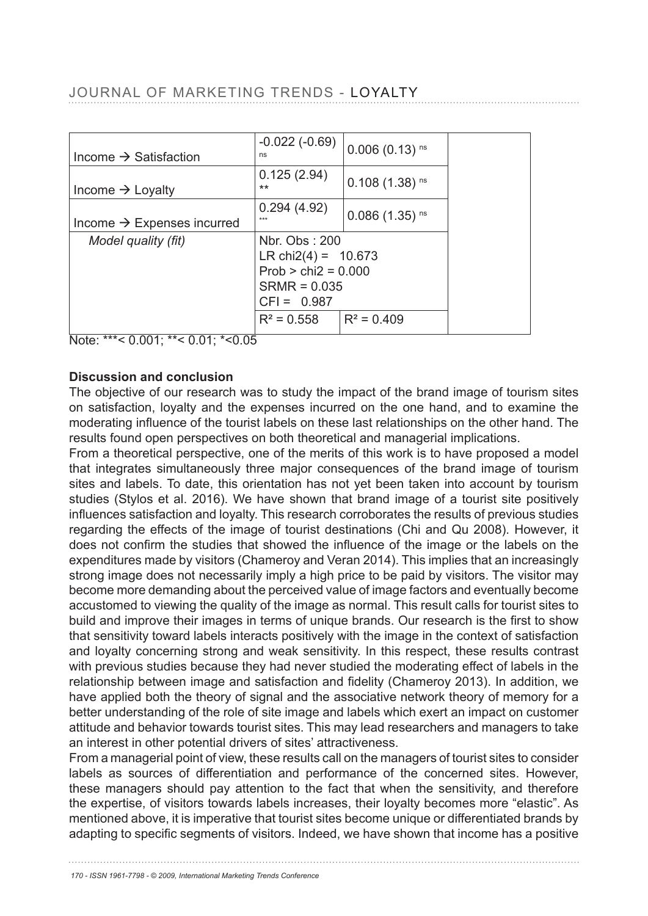| | | | |
|---|---|---|---|
| Income → Satisfaction | -0.022 (-0.69) ns | 0.006 (0.13) ns | |
| Income → Loyalty | 0.125 (2.94) ** | 0.108 (1.38) ns | |
| Income → Expenses incurred | 0.294 (4.92) *** | 0.086 (1.35) ns | |
| *Model quality (fit)* | Nbr. Obs : 200<br>LR chi2(4) = 10.673<br>Prob > chi2 = 0.000<br>SRMR = 0.035<br>CFI = 0.987 | | |
| | $R^2$ = 0.558 | $R^2$ = 0.409 | |

Note: ***< 0.001; **< 0.01; *<0.05

**Discussion and conclusion**

The objective of our research was to study the impact of the brand image of tourism sites on satisfaction, loyalty and the expenses incurred on the one hand, and to examine the moderating influence of the tourist labels on these last relationships on the other hand. The results found open perspectives on both theoretical and managerial implications.

From a theoretical perspective, one of the merits of this work is to have proposed a model that integrates simultaneously three major consequences of the brand image of tourism sites and labels. To date, this orientation has not yet been taken into account by tourism studies (Stylos et al. 2016). We have shown that brand image of a tourist site positively influences satisfaction and loyalty. This research corroborates the results of previous studies regarding the effects of the image of tourist destinations (Chi and Qu 2008). However, it does not confirm the studies that showed the influence of the image or the labels on the expenditures made by visitors (Chameroy and Veran 2014). This implies that an increasingly strong image does not necessarily imply a high price to be paid by visitors. The visitor may become more demanding about the perceived value of image factors and eventually become accustomed to viewing the quality of the image as normal. This result calls for tourist sites to build and improve their images in terms of unique brands. Our research is the first to show that sensitivity toward labels interacts positively with the image in the context of satisfaction and loyalty concerning strong and weak sensitivity. In this respect, these results contrast with previous studies because they had never studied the moderating effect of labels in the relationship between image and satisfaction and fidelity (Chameroy 2013). In addition, we have applied both the theory of signal and the associative network theory of memory for a better understanding of the role of site image and labels which exert an impact on customer attitude and behavior towards tourist sites. This may lead researchers and managers to take an interest in other potential drivers of sites' attractiveness.

From a managerial point of view, these results call on the managers of tourist sites to consider labels as sources of differentiation and performance of the concerned sites. However, these managers should pay attention to the fact that when the sensitivity, and therefore the expertise, of visitors towards labels increases, their loyalty becomes more "elastic". As mentioned above, it is imperative that tourist sites become unique or differentiated brands by adapting to specific segments of visitors. Indeed, we have shown that income has a positive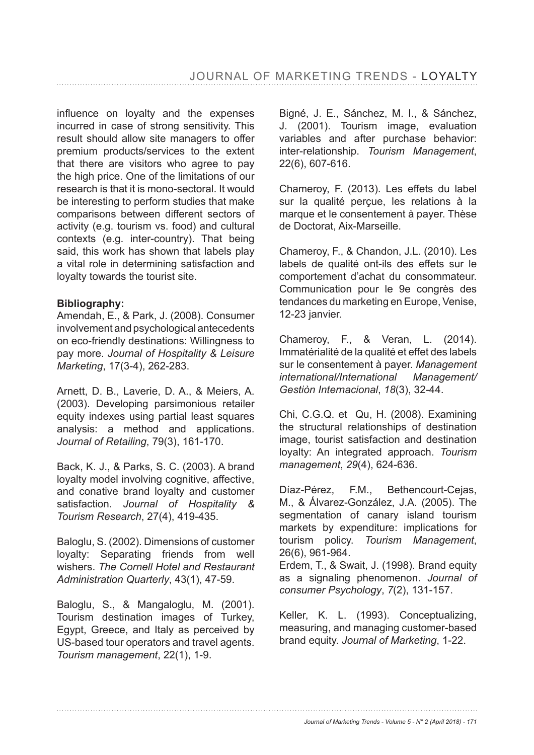influence on loyalty and the expenses incurred in case of strong sensitivity. This result should allow site managers to offer premium products/services to the extent that there are visitors who agree to pay the high price. One of the limitations of our research is that it is mono-sectoral. It would be interesting to perform studies that make comparisons between different sectors of activity (e.g. tourism vs. food) and cultural contexts (e.g. inter-country). That being said, this work has shown that labels play a vital role in determining satisfaction and loyalty towards the tourist site.

**Bibliography:**

Amendah, E., & Park, J. (2008). Consumer involvement and psychological antecedents on eco-friendly destinations: Willingness to pay more. *Journal of Hospitality & Leisure Marketing*, 17(3-4), 262-283.

Arnett, D. B., Laverie, D. A., & Meiers, A. (2003). Developing parsimonious retailer equity indexes using partial least squares analysis: a method and applications. *Journal of Retailing*, 79(3), 161-170.

Back, K. J., & Parks, S. C. (2003). A brand loyalty model involving cognitive, affective, and conative brand loyalty and customer satisfaction. *Journal of Hospitality & Tourism Research*, 27(4), 419-435.

Baloglu, S. (2002). Dimensions of customer loyalty: Separating friends from well wishers. *The Cornell Hotel and Restaurant Administration Quarterly*, 43(1), 47-59.

Baloglu, S., & Mangaloglu, M. (2001). Tourism destination images of Turkey, Egypt, Greece, and Italy as perceived by US-based tour operators and travel agents. *Tourism management*, 22(1), 1-9.

Bigné, J. E., Sánchez, M. I., & Sánchez, J. (2001). Tourism image, evaluation variables and after purchase behavior: inter-relationship. *Tourism Management*, 22(6), 607-616.

Chameroy, F. (2013). Les effets du label sur la qualité perçue, les relations à la marque et le consentement à payer. Thèse de Doctorat, Aix-Marseille.

Chameroy, F., & Chandon, J.L. (2010). Les labels de qualité ont-ils des effets sur le comportement d'achat du consommateur. Communication pour le 9e congrès des tendances du marketing en Europe, Venise, 12-23 janvier.

Chameroy, F., & Veran, L. (2014). Immatérialité de la qualité et effet des labels sur le consentement à payer. *Management international/International Management/ Gestiòn Internacional*, *18*(3), 32-44.

Chi, C.G.Q. et Qu, H. (2008). Examining the structural relationships of destination image, tourist satisfaction and destination loyalty: An integrated approach. *Tourism management*, *29*(4), 624-636.

Díaz-Pérez, F.M., Bethencourt-Cejas, M., & Álvarez-González, J.A. (2005). The segmentation of canary island tourism markets by expenditure: implications for tourism policy. *Tourism Management*, 26(6), 961-964.

Erdem, T., & Swait, J. (1998). Brand equity as a signaling phenomenon. *Journal of consumer Psychology*, *7*(2), 131-157.

Keller, K. L. (1993). Conceptualizing, measuring, and managing customer-based brand equity. *Journal of Marketing*, 1-22.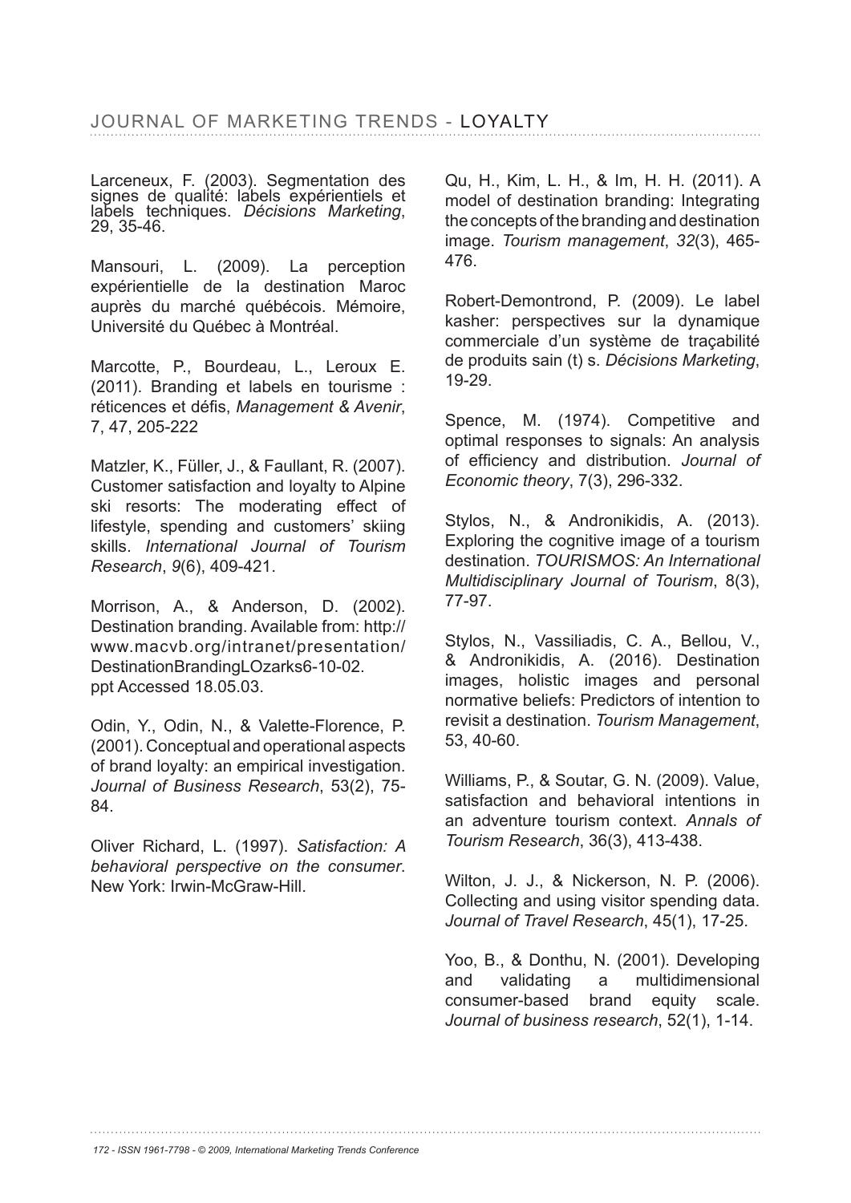Larceneux, F. (2003). Segmentation des signes de qualité: labels expérientiels et labels techniques. *Décisions Marketing*, 29, 35-46.

Mansouri, L. (2009). La perception expérientielle de la destination Maroc auprès du marché québécois. Mémoire, Université du Québec à Montréal.

Marcotte, P., Bourdeau, L., Leroux E. (2011). Branding et labels en tourisme : réticences et défis, *Management & Avenir*, 7, 47, 205-222

Matzler, K., Füller, J., & Faullant, R. (2007). Customer satisfaction and loyalty to Alpine ski resorts: The moderating effect of lifestyle, spending and customers' skiing skills. *International Journal of Tourism Research*, *9*(6), 409-421.

Morrison, A., & Anderson, D. (2002). Destination branding. Available from: http://www.macvb.org/intranet/presentation/DestinationBrandingLOzarks6-10-02.ppt Accessed 18.05.03.

Odin, Y., Odin, N., & Valette-Florence, P. (2001). Conceptual and operational aspects of brand loyalty: an empirical investigation. *Journal of Business Research*, 53(2), 75-84.

Oliver Richard, L. (1997). *Satisfaction: A behavioral perspective on the consumer*. New York: Irwin-McGraw-Hill.

Qu, H., Kim, L. H., & Im, H. H. (2011). A model of destination branding: Integrating the concepts of the branding and destination image. *Tourism management*, *32*(3), 465-476.

Robert-Demontrond, P. (2009). Le label kasher: perspectives sur la dynamique commerciale d'un système de traçabilité de produits sain (t) s. *Décisions Marketing*, 19-29.

Spence, M. (1974). Competitive and optimal responses to signals: An analysis of efficiency and distribution. *Journal of Economic theory*, 7(3), 296-332.

Stylos, N., & Andronikidis, A. (2013). Exploring the cognitive image of a tourism destination. *TOURISMOS: An International Multidisciplinary Journal of Tourism*, 8(3), 77-97.

Stylos, N., Vassiliadis, C. A., Bellou, V., & Andronikidis, A. (2016). Destination images, holistic images and personal normative beliefs: Predictors of intention to revisit a destination. *Tourism Management*, 53, 40-60.

Williams, P., & Soutar, G. N. (2009). Value, satisfaction and behavioral intentions in an adventure tourism context. *Annals of Tourism Research*, 36(3), 413-438.

Wilton, J. J., & Nickerson, N. P. (2006). Collecting and using visitor spending data. *Journal of Travel Research*, 45(1), 17-25.

Yoo, B., & Donthu, N. (2001). Developing and validating a multidimensional consumer-based brand equity scale. *Journal of business research*, 52(1), 1-14.